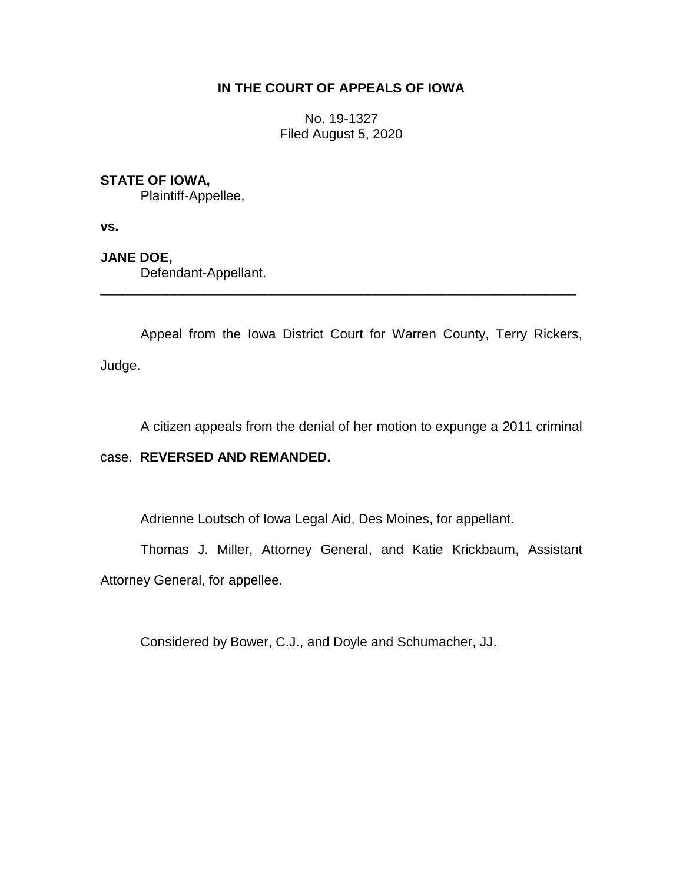**IN THE COURT OF APPEALS OF IOWA**

No. 19-1327
Filed August 5, 2020

**STATE OF IOWA,**
Plaintiff-Appellee,

**vs.**

**JANE DOE,**
Defendant-Appellant.

---

Appeal from the Iowa District Court for Warren County, Terry Rickers, Judge.

A citizen appeals from the denial of her motion to expunge a 2011 criminal case. **REVERSED AND REMANDED.**

Adrienne Loutsch of Iowa Legal Aid, Des Moines, for appellant.

Thomas J. Miller, Attorney General, and Katie Krickbaum, Assistant Attorney General, for appellee.

Considered by Bower, C.J., and Doyle and Schumacher, JJ.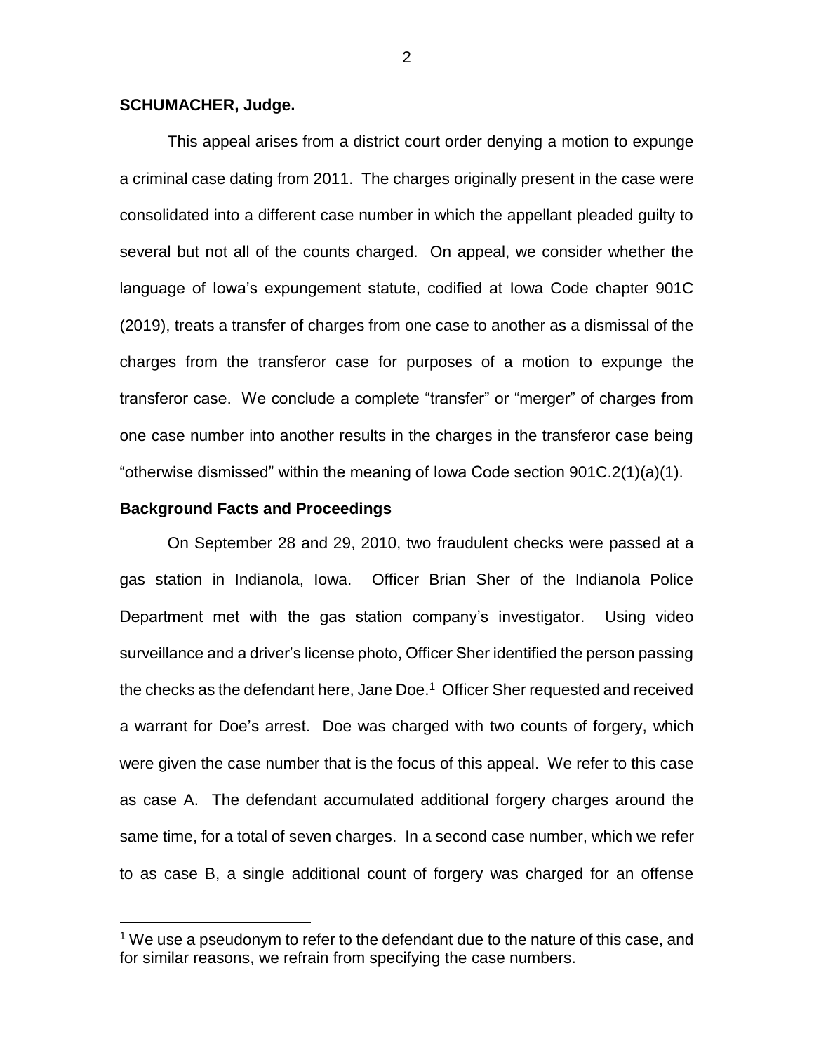**SCHUMACHER, Judge.**

This appeal arises from a district court order denying a motion to expunge a criminal case dating from 2011. The charges originally present in the case were consolidated into a different case number in which the appellant pleaded guilty to several but not all of the counts charged. On appeal, we consider whether the language of Iowa's expungement statute, codified at Iowa Code chapter 901C (2019), treats a transfer of charges from one case to another as a dismissal of the charges from the transferor case for purposes of a motion to expunge the transferor case. We conclude a complete "transfer" or "merger" of charges from one case number into another results in the charges in the transferor case being "otherwise dismissed" within the meaning of Iowa Code section 901C.2(1)(a)(1).

**Background Facts and Proceedings**

On September 28 and 29, 2010, two fraudulent checks were passed at a gas station in Indianola, Iowa. Officer Brian Sher of the Indianola Police Department met with the gas station company's investigator. Using video surveillance and a driver's license photo, Officer Sher identified the person passing the checks as the defendant here, Jane Doe.[1] Officer Sher requested and received a warrant for Doe's arrest. Doe was charged with two counts of forgery, which were given the case number that is the focus of this appeal. We refer to this case as case A. The defendant accumulated additional forgery charges around the same time, for a total of seven charges. In a second case number, which we refer to as case B, a single additional count of forgery was charged for an offense

[1] We use a pseudonym to refer to the defendant due to the nature of this case, and for similar reasons, we refrain from specifying the case numbers.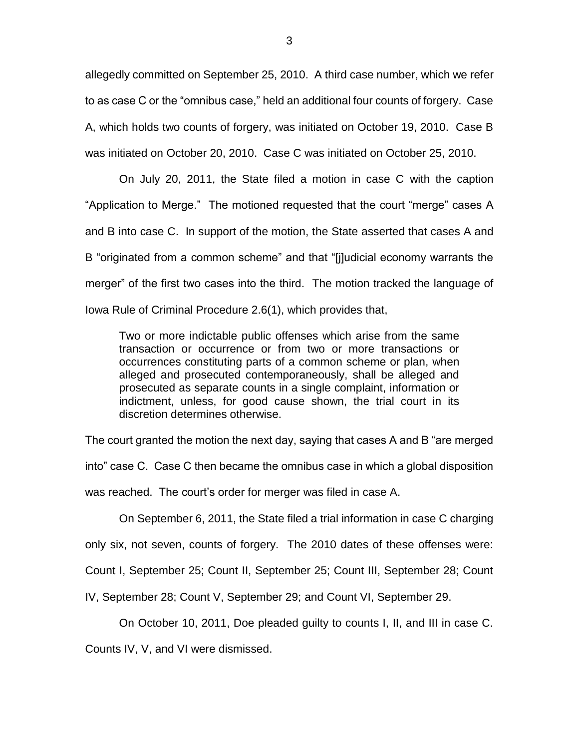allegedly committed on September 25, 2010. A third case number, which we refer to as case C or the "omnibus case," held an additional four counts of forgery. Case A, which holds two counts of forgery, was initiated on October 19, 2010. Case B was initiated on October 20, 2010. Case C was initiated on October 25, 2010.

On July 20, 2011, the State filed a motion in case C with the caption "Application to Merge." The motioned requested that the court "merge" cases A and B into case C. In support of the motion, the State asserted that cases A and B "originated from a common scheme" and that "[j]udicial economy warrants the merger" of the first two cases into the third. The motion tracked the language of Iowa Rule of Criminal Procedure 2.6(1), which provides that,

> Two or more indictable public offenses which arise from the same transaction or occurrence or from two or more transactions or occurrences constituting parts of a common scheme or plan, when alleged and prosecuted contemporaneously, shall be alleged and prosecuted as separate counts in a single complaint, information or indictment, unless, for good cause shown, the trial court in its discretion determines otherwise.

The court granted the motion the next day, saying that cases A and B "are merged into" case C. Case C then became the omnibus case in which a global disposition was reached. The court's order for merger was filed in case A.

On September 6, 2011, the State filed a trial information in case C charging only six, not seven, counts of forgery. The 2010 dates of these offenses were: Count I, September 25; Count II, September 25; Count III, September 28; Count IV, September 28; Count V, September 29; and Count VI, September 29.

On October 10, 2011, Doe pleaded guilty to counts I, II, and III in case C. Counts IV, V, and VI were dismissed.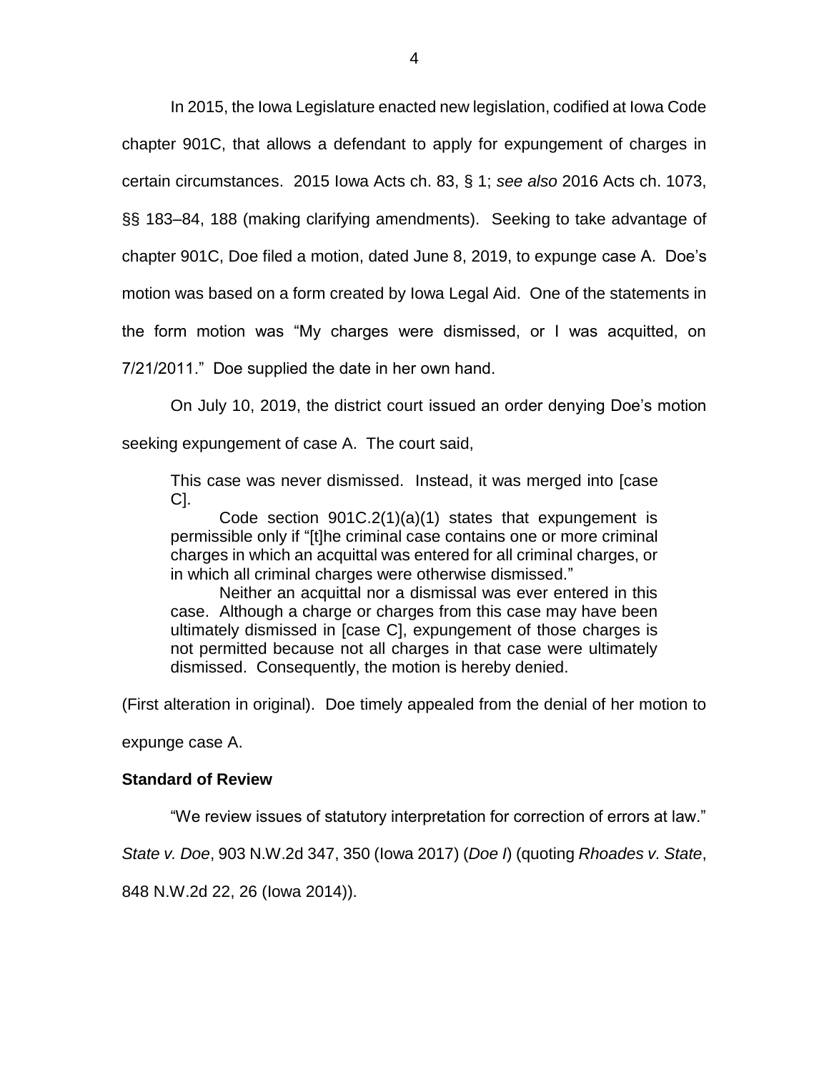In 2015, the Iowa Legislature enacted new legislation, codified at Iowa Code chapter 901C, that allows a defendant to apply for expungement of charges in certain circumstances. 2015 Iowa Acts ch. 83, § 1; *see also* 2016 Acts ch. 1073, §§ 183–84, 188 (making clarifying amendments). Seeking to take advantage of chapter 901C, Doe filed a motion, dated June 8, 2019, to expunge case A. Doe's motion was based on a form created by Iowa Legal Aid. One of the statements in the form motion was "My charges were dismissed, or I was acquitted, on 7/21/2011." Doe supplied the date in her own hand.

On July 10, 2019, the district court issued an order denying Doe's motion seeking expungement of case A. The court said,

> This case was never dismissed. Instead, it was merged into [case C].
>
> Code section 901C.2(1)(a)(1) states that expungement is permissible only if "[t]he criminal case contains one or more criminal charges in which an acquittal was entered for all criminal charges, or in which all criminal charges were otherwise dismissed."
>
> Neither an acquittal nor a dismissal was ever entered in this case. Although a charge or charges from this case may have been ultimately dismissed in [case C], expungement of those charges is not permitted because not all charges in that case were ultimately dismissed. Consequently, the motion is hereby denied.

(First alteration in original). Doe timely appealed from the denial of her motion to expunge case A.

### Standard of Review

"We review issues of statutory interpretation for correction of errors at law." *State v. Doe*, 903 N.W.2d 347, 350 (Iowa 2017) (*Doe I*) (quoting *Rhoades v. State*, 848 N.W.2d 22, 26 (Iowa 2014)).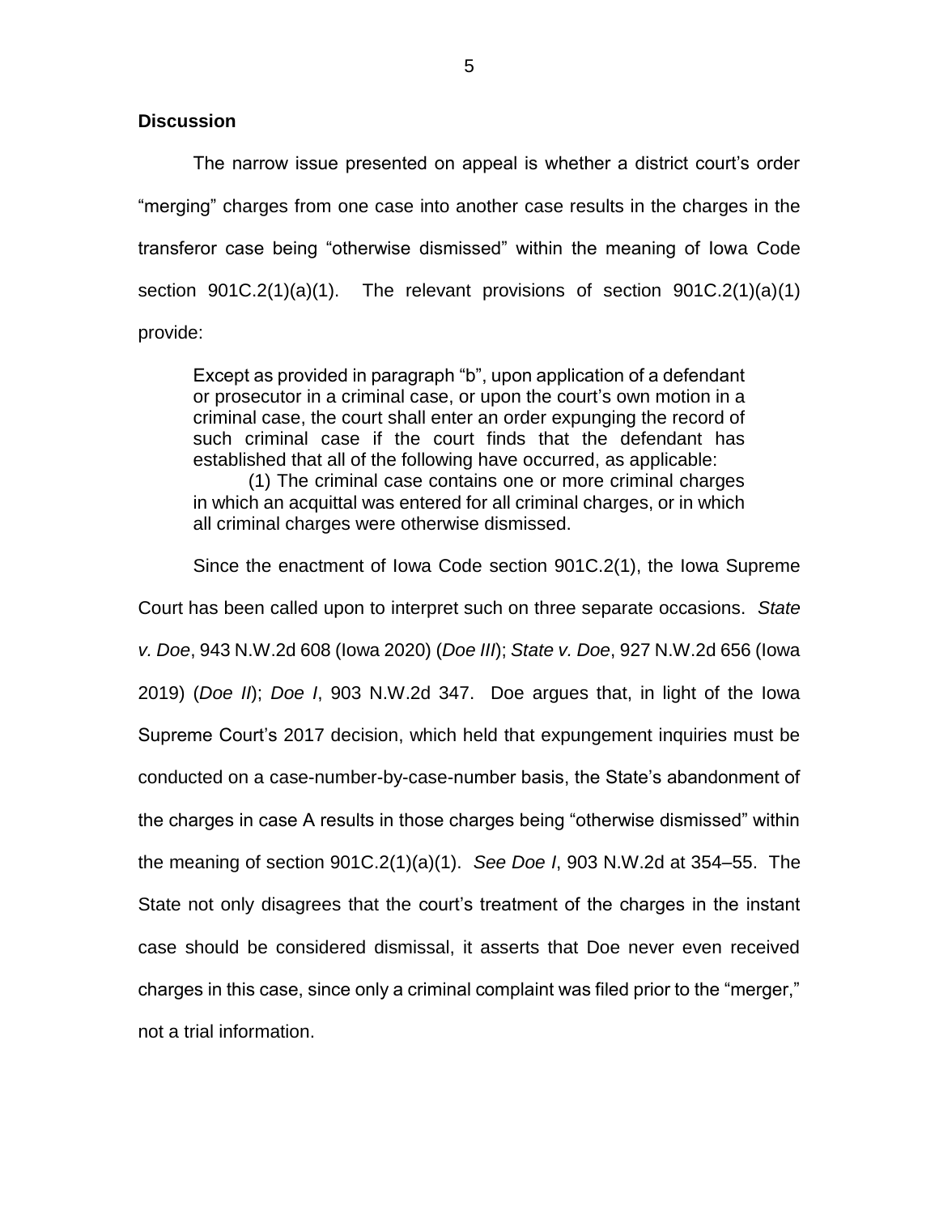**Discussion**

The narrow issue presented on appeal is whether a district court's order "merging" charges from one case into another case results in the charges in the transferor case being "otherwise dismissed" within the meaning of Iowa Code section 901C.2(1)(a)(1). The relevant provisions of section 901C.2(1)(a)(1) provide:

> Except as provided in paragraph "b", upon application of a defendant or prosecutor in a criminal case, or upon the court's own motion in a criminal case, the court shall enter an order expunging the record of such criminal case if the court finds that the defendant has established that all of the following have occurred, as applicable:
>
> (1) The criminal case contains one or more criminal charges in which an acquittal was entered for all criminal charges, or in which all criminal charges were otherwise dismissed.

Since the enactment of Iowa Code section 901C.2(1), the Iowa Supreme Court has been called upon to interpret such on three separate occasions. *State v. Doe*, 943 N.W.2d 608 (Iowa 2020) (*Doe III*); *State v. Doe*, 927 N.W.2d 656 (Iowa 2019) (*Doe II*); *Doe I*, 903 N.W.2d 347. Doe argues that, in light of the Iowa Supreme Court's 2017 decision, which held that expungement inquiries must be conducted on a case-number-by-case-number basis, the State's abandonment of the charges in case A results in those charges being "otherwise dismissed" within the meaning of section 901C.2(1)(a)(1). *See Doe I*, 903 N.W.2d at 354–55. The State not only disagrees that the court's treatment of the charges in the instant case should be considered dismissal, it asserts that Doe never even received charges in this case, since only a criminal complaint was filed prior to the "merger," not a trial information.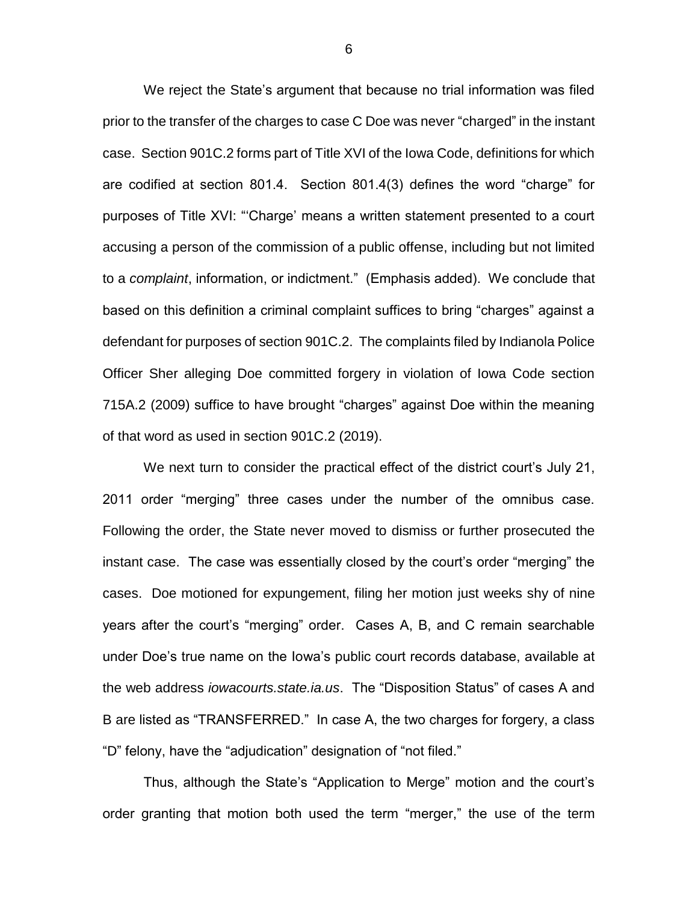We reject the State's argument that because no trial information was filed prior to the transfer of the charges to case C Doe was never "charged" in the instant case. Section 901C.2 forms part of Title XVI of the Iowa Code, definitions for which are codified at section 801.4. Section 801.4(3) defines the word "charge" for purposes of Title XVI: "'Charge' means a written statement presented to a court accusing a person of the commission of a public offense, including but not limited to a *complaint*, information, or indictment." (Emphasis added). We conclude that based on this definition a criminal complaint suffices to bring "charges" against a defendant for purposes of section 901C.2. The complaints filed by Indianola Police Officer Sher alleging Doe committed forgery in violation of Iowa Code section 715A.2 (2009) suffice to have brought "charges" against Doe within the meaning of that word as used in section 901C.2 (2019).

We next turn to consider the practical effect of the district court's July 21, 2011 order "merging" three cases under the number of the omnibus case. Following the order, the State never moved to dismiss or further prosecuted the instant case. The case was essentially closed by the court's order "merging" the cases. Doe motioned for expungement, filing her motion just weeks shy of nine years after the court's "merging" order. Cases A, B, and C remain searchable under Doe's true name on the Iowa's public court records database, available at the web address *iowacourts.state.ia.us*. The "Disposition Status" of cases A and B are listed as "TRANSFERRED." In case A, the two charges for forgery, a class "D" felony, have the "adjudication" designation of "not filed."

Thus, although the State's "Application to Merge" motion and the court's order granting that motion both used the term "merger," the use of the term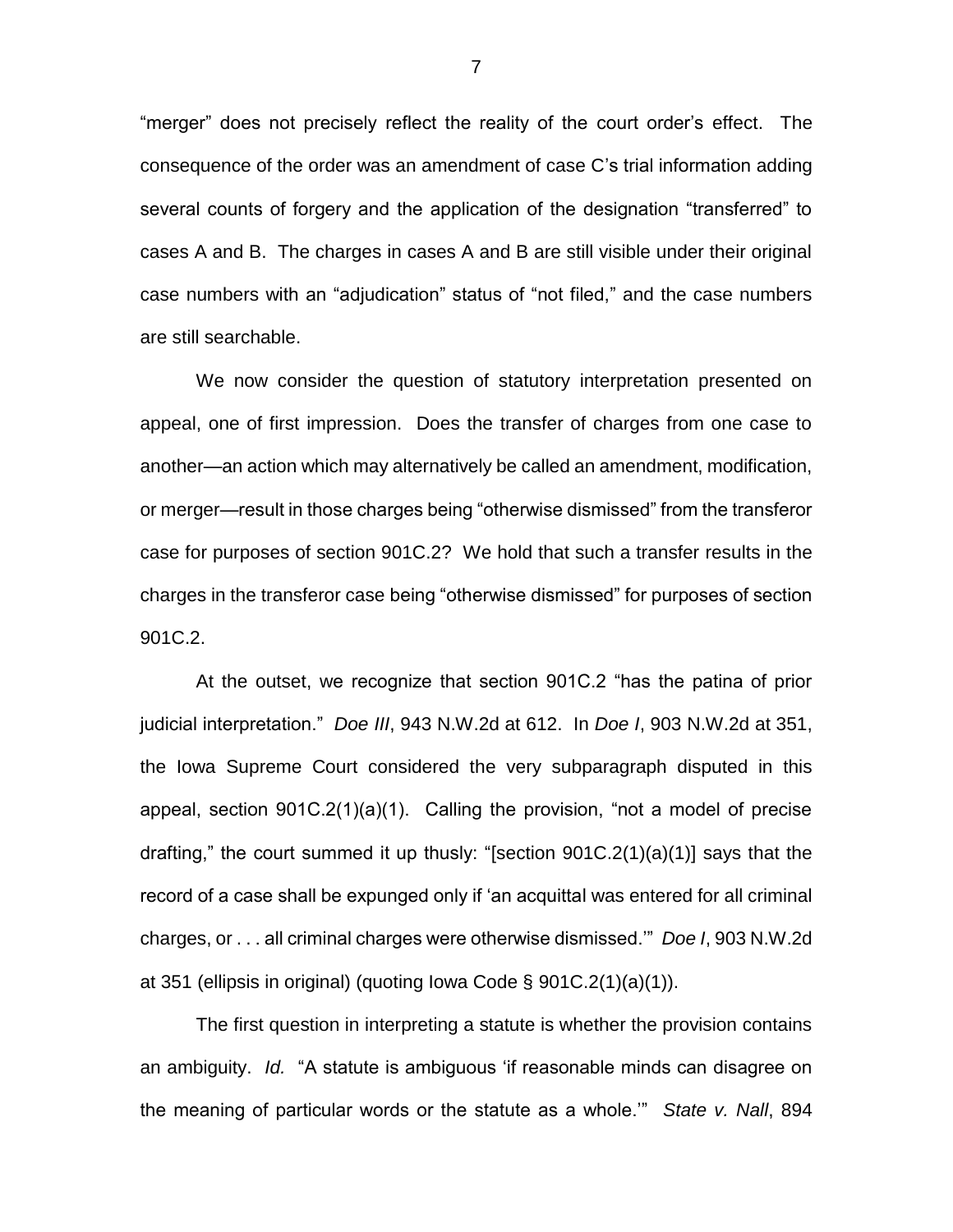"merger" does not precisely reflect the reality of the court order's effect. The consequence of the order was an amendment of case C's trial information adding several counts of forgery and the application of the designation "transferred" to cases A and B. The charges in cases A and B are still visible under their original case numbers with an "adjudication" status of "not filed," and the case numbers are still searchable.

We now consider the question of statutory interpretation presented on appeal, one of first impression. Does the transfer of charges from one case to another—an action which may alternatively be called an amendment, modification, or merger—result in those charges being "otherwise dismissed" from the transferor case for purposes of section 901C.2? We hold that such a transfer results in the charges in the transferor case being "otherwise dismissed" for purposes of section 901C.2.

At the outset, we recognize that section 901C.2 "has the patina of prior judicial interpretation." *Doe III*, 943 N.W.2d at 612. In *Doe I*, 903 N.W.2d at 351, the Iowa Supreme Court considered the very subparagraph disputed in this appeal, section 901C.2(1)(a)(1). Calling the provision, "not a model of precise drafting," the court summed it up thusly: "[section 901C.2(1)(a)(1)] says that the record of a case shall be expunged only if 'an acquittal was entered for all criminal charges, or . . . all criminal charges were otherwise dismissed.'" *Doe I*, 903 N.W.2d at 351 (ellipsis in original) (quoting Iowa Code § 901C.2(1)(a)(1)).

The first question in interpreting a statute is whether the provision contains an ambiguity. *Id.* "A statute is ambiguous 'if reasonable minds can disagree on the meaning of particular words or the statute as a whole.'" *State v. Nall*, 894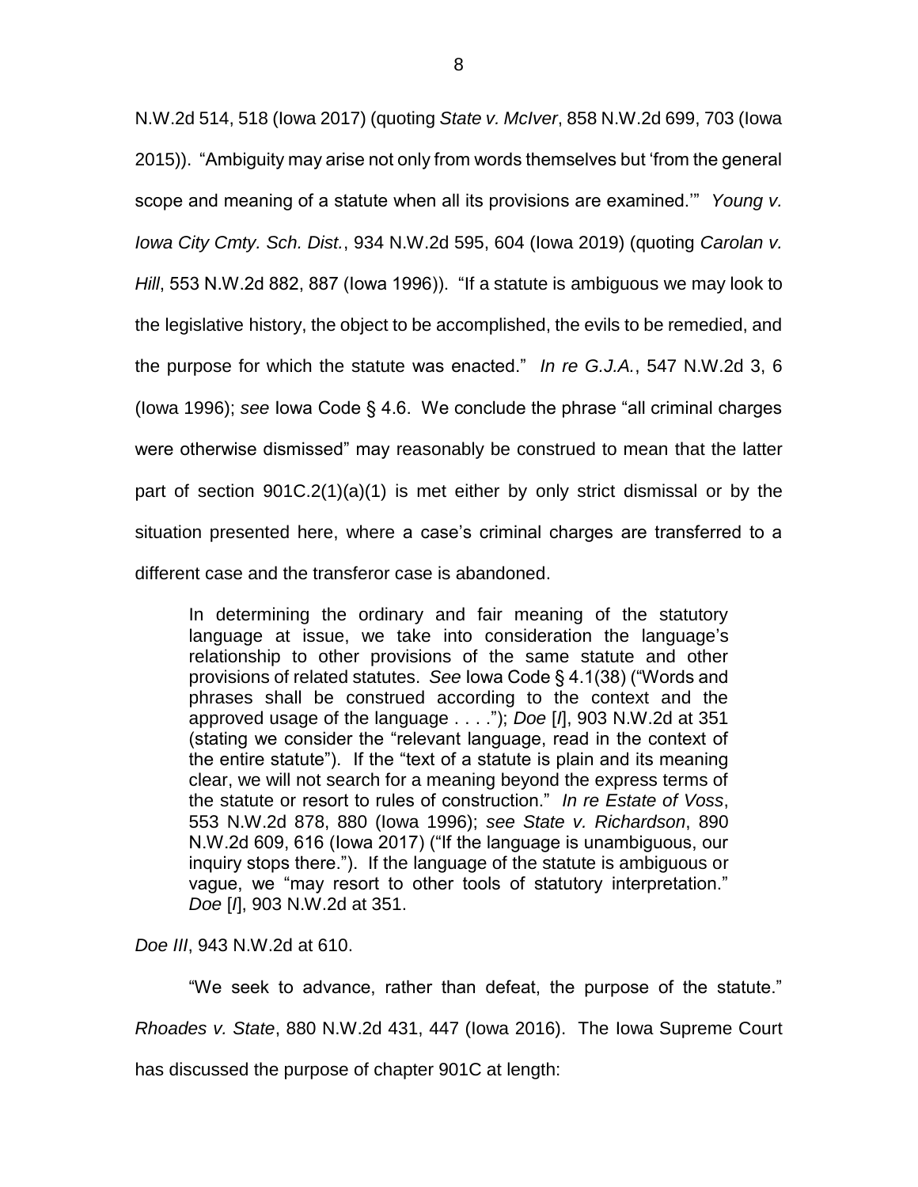N.W.2d 514, 518 (Iowa 2017) (quoting *State v. McIver*, 858 N.W.2d 699, 703 (Iowa 2015)). "Ambiguity may arise not only from words themselves but 'from the general scope and meaning of a statute when all its provisions are examined.'" *Young v. Iowa City Cmty. Sch. Dist.*, 934 N.W.2d 595, 604 (Iowa 2019) (quoting *Carolan v. Hill*, 553 N.W.2d 882, 887 (Iowa 1996)). "If a statute is ambiguous we may look to the legislative history, the object to be accomplished, the evils to be remedied, and the purpose for which the statute was enacted." *In re G.J.A.*, 547 N.W.2d 3, 6 (Iowa 1996); *see* Iowa Code § 4.6. We conclude the phrase "all criminal charges were otherwise dismissed" may reasonably be construed to mean that the latter part of section 901C.2(1)(a)(1) is met either by only strict dismissal or by the situation presented here, where a case's criminal charges are transferred to a different case and the transferor case is abandoned.

> In determining the ordinary and fair meaning of the statutory language at issue, we take into consideration the language's relationship to other provisions of the same statute and other provisions of related statutes. *See* Iowa Code § 4.1(38) ("Words and phrases shall be construed according to the context and the approved usage of the language . . . ."); *Doe* [*I*], 903 N.W.2d at 351 (stating we consider the "relevant language, read in the context of the entire statute"). If the "text of a statute is plain and its meaning clear, we will not search for a meaning beyond the express terms of the statute or resort to rules of construction." *In re Estate of Voss*, 553 N.W.2d 878, 880 (Iowa 1996); *see State v. Richardson*, 890 N.W.2d 609, 616 (Iowa 2017) ("If the language is unambiguous, our inquiry stops there."). If the language of the statute is ambiguous or vague, we "may resort to other tools of statutory interpretation." *Doe* [*I*], 903 N.W.2d at 351.

*Doe III*, 943 N.W.2d at 610.

"We seek to advance, rather than defeat, the purpose of the statute." *Rhoades v. State*, 880 N.W.2d 431, 447 (Iowa 2016). The Iowa Supreme Court has discussed the purpose of chapter 901C at length: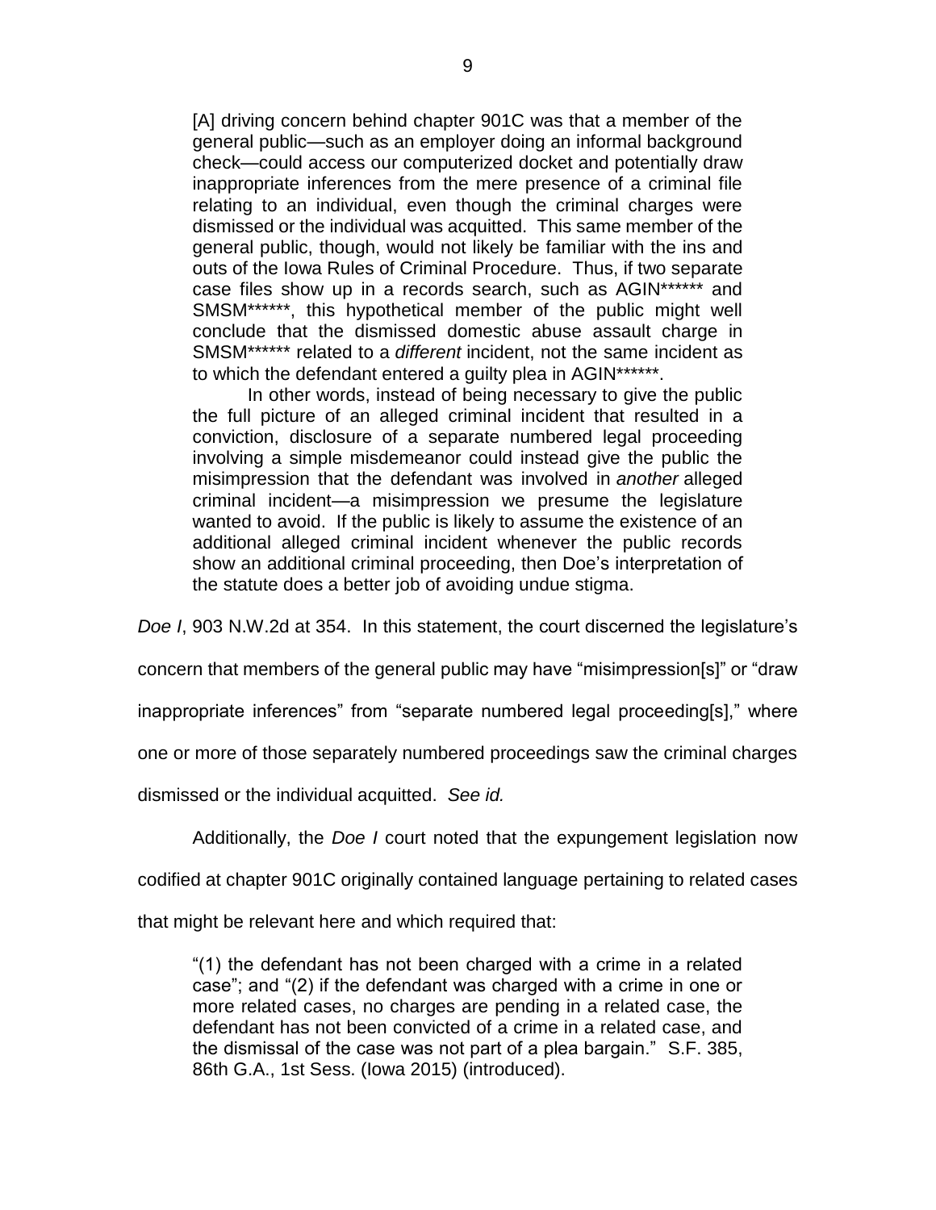> [A] driving concern behind chapter 901C was that a member of the general public—such as an employer doing an informal background check—could access our computerized docket and potentially draw inappropriate inferences from the mere presence of a criminal file relating to an individual, even though the criminal charges were dismissed or the individual was acquitted. This same member of the general public, though, would not likely be familiar with the ins and outs of the Iowa Rules of Criminal Procedure. Thus, if two separate case files show up in a records search, such as AGIN****** and SMSM******, this hypothetical member of the public might well conclude that the dismissed domestic abuse assault charge in SMSM****** related to a *different* incident, not the same incident as to which the defendant entered a guilty plea in AGIN******.
>
> In other words, instead of being necessary to give the public the full picture of an alleged criminal incident that resulted in a conviction, disclosure of a separate numbered legal proceeding involving a simple misdemeanor could instead give the public the misimpression that the defendant was involved in *another* alleged criminal incident—a misimpression we presume the legislature wanted to avoid. If the public is likely to assume the existence of an additional alleged criminal incident whenever the public records show an additional criminal proceeding, then Doe's interpretation of the statute does a better job of avoiding undue stigma.

*Doe I*, 903 N.W.2d at 354. In this statement, the court discerned the legislature's concern that members of the general public may have "misimpression[s]" or "draw inappropriate inferences" from "separate numbered legal proceeding[s]," where one or more of those separately numbered proceedings saw the criminal charges dismissed or the individual acquitted. *See id.*

Additionally, the *Doe I* court noted that the expungement legislation now codified at chapter 901C originally contained language pertaining to related cases that might be relevant here and which required that:

> "(1) the defendant has not been charged with a crime in a related case"; and "(2) if the defendant was charged with a crime in one or more related cases, no charges are pending in a related case, the defendant has not been convicted of a crime in a related case, and the dismissal of the case was not part of a plea bargain." S.F. 385, 86th G.A., 1st Sess. (Iowa 2015) (introduced).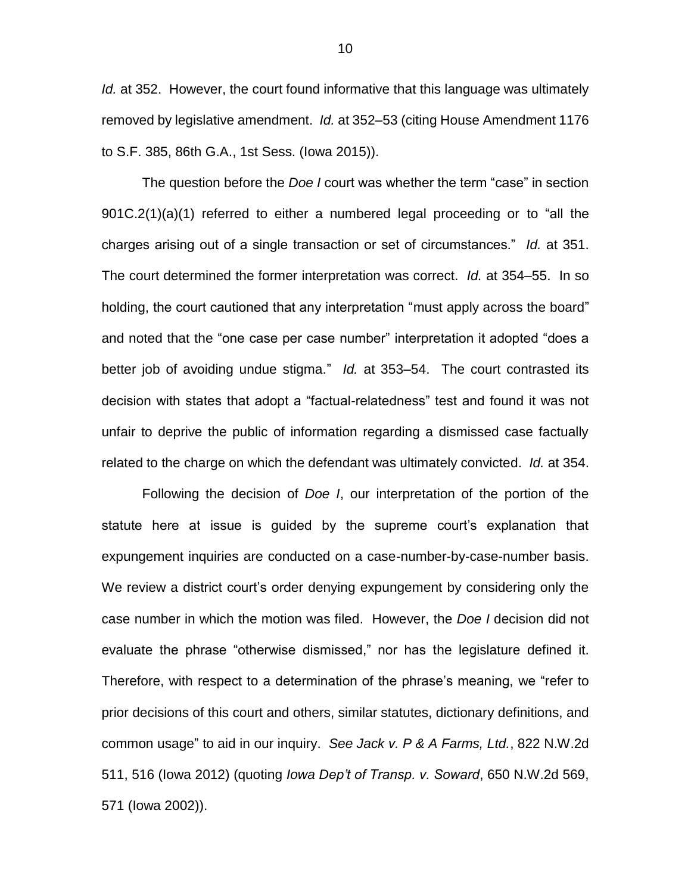*Id.* at 352. However, the court found informative that this language was ultimately removed by legislative amendment. *Id.* at 352–53 (citing House Amendment 1176 to S.F. 385, 86th G.A., 1st Sess. (Iowa 2015)).

The question before the *Doe I* court was whether the term "case" in section 901C.2(1)(a)(1) referred to either a numbered legal proceeding or to "all the charges arising out of a single transaction or set of circumstances." *Id.* at 351. The court determined the former interpretation was correct. *Id.* at 354–55. In so holding, the court cautioned that any interpretation "must apply across the board" and noted that the "one case per case number" interpretation it adopted "does a better job of avoiding undue stigma." *Id.* at 353–54. The court contrasted its decision with states that adopt a "factual-relatedness" test and found it was not unfair to deprive the public of information regarding a dismissed case factually related to the charge on which the defendant was ultimately convicted. *Id.* at 354.

Following the decision of *Doe I*, our interpretation of the portion of the statute here at issue is guided by the supreme court's explanation that expungement inquiries are conducted on a case-number-by-case-number basis. We review a district court's order denying expungement by considering only the case number in which the motion was filed. However, the *Doe I* decision did not evaluate the phrase "otherwise dismissed," nor has the legislature defined it. Therefore, with respect to a determination of the phrase's meaning, we "refer to prior decisions of this court and others, similar statutes, dictionary definitions, and common usage" to aid in our inquiry. *See Jack v. P & A Farms, Ltd.*, 822 N.W.2d 511, 516 (Iowa 2012) (quoting *Iowa Dep't of Transp. v. Soward*, 650 N.W.2d 569, 571 (Iowa 2002)).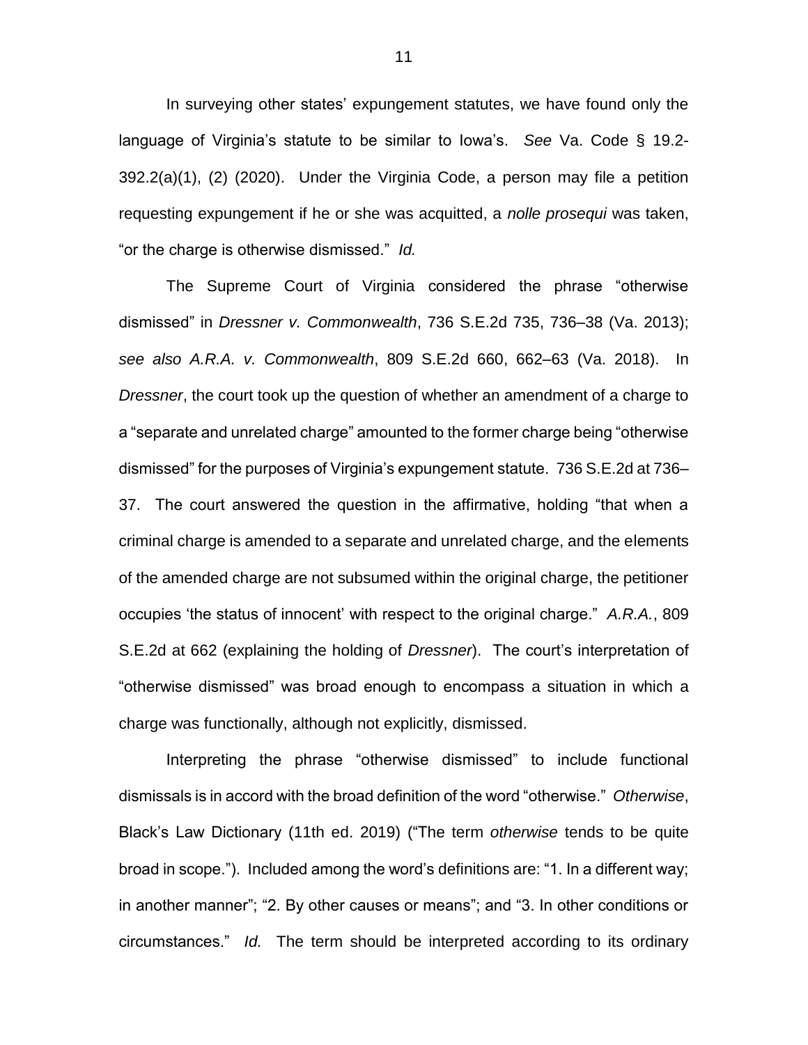In surveying other states' expungement statutes, we have found only the language of Virginia's statute to be similar to Iowa's. *See* Va. Code § 19.2-392.2(a)(1), (2) (2020). Under the Virginia Code, a person may file a petition requesting expungement if he or she was acquitted, a *nolle prosequi* was taken, "or the charge is otherwise dismissed." *Id.*

The Supreme Court of Virginia considered the phrase "otherwise dismissed" in *Dressner v. Commonwealth*, 736 S.E.2d 735, 736–38 (Va. 2013); *see also A.R.A. v. Commonwealth*, 809 S.E.2d 660, 662–63 (Va. 2018). In *Dressner*, the court took up the question of whether an amendment of a charge to a "separate and unrelated charge" amounted to the former charge being "otherwise dismissed" for the purposes of Virginia's expungement statute. 736 S.E.2d at 736–37. The court answered the question in the affirmative, holding "that when a criminal charge is amended to a separate and unrelated charge, and the elements of the amended charge are not subsumed within the original charge, the petitioner occupies 'the status of innocent' with respect to the original charge." *A.R.A.*, 809 S.E.2d at 662 (explaining the holding of *Dressner*). The court's interpretation of "otherwise dismissed" was broad enough to encompass a situation in which a charge was functionally, although not explicitly, dismissed.

Interpreting the phrase "otherwise dismissed" to include functional dismissals is in accord with the broad definition of the word "otherwise." *Otherwise*, Black's Law Dictionary (11th ed. 2019) ("The term *otherwise* tends to be quite broad in scope."). Included among the word's definitions are: "1. In a different way; in another manner"; "2. By other causes or means"; and "3. In other conditions or circumstances." *Id.* The term should be interpreted according to its ordinary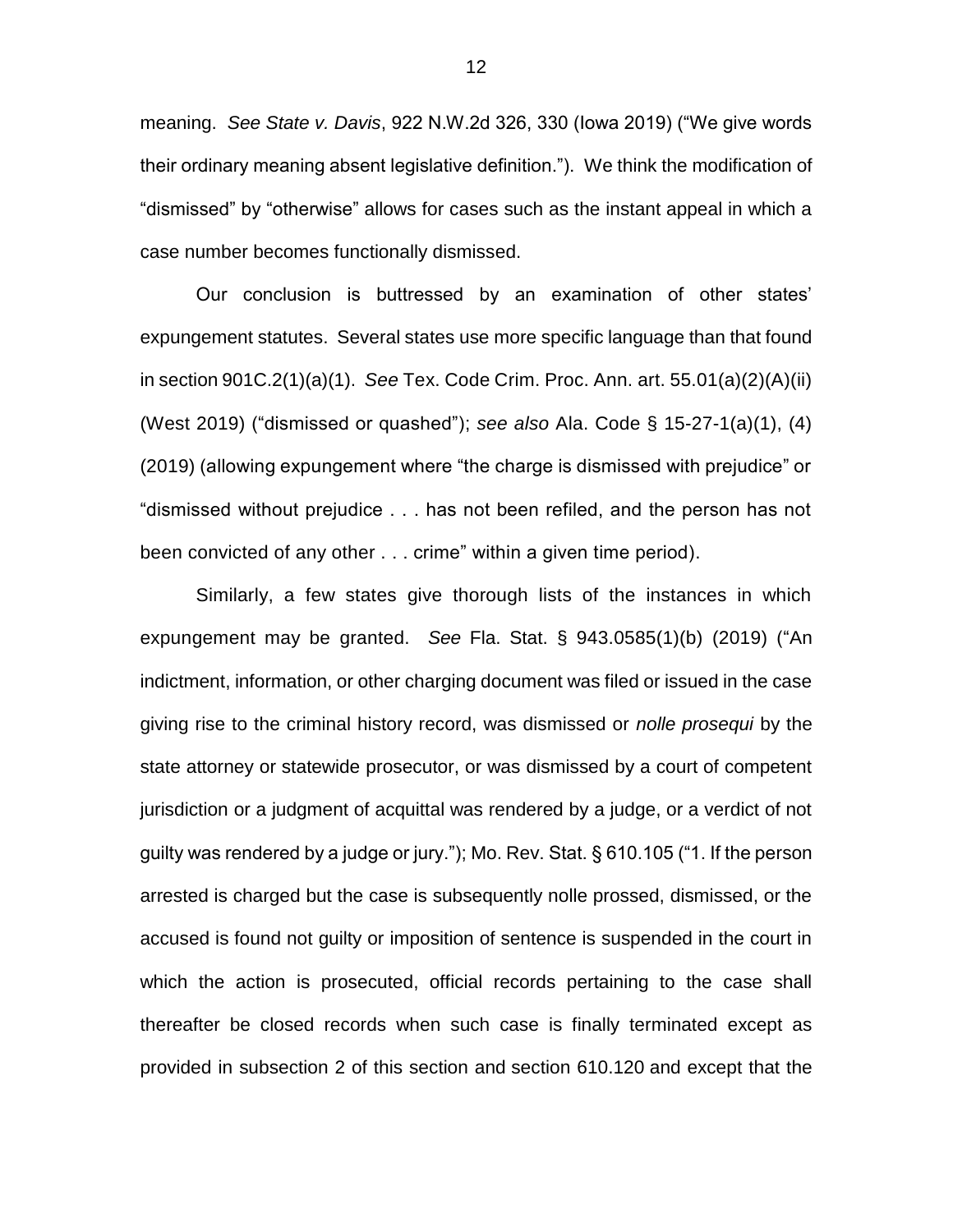meaning. *See State v. Davis*, 922 N.W.2d 326, 330 (Iowa 2019) ("We give words their ordinary meaning absent legislative definition."). We think the modification of "dismissed" by "otherwise" allows for cases such as the instant appeal in which a case number becomes functionally dismissed.

Our conclusion is buttressed by an examination of other states' expungement statutes. Several states use more specific language than that found in section 901C.2(1)(a)(1). *See* Tex. Code Crim. Proc. Ann. art. 55.01(a)(2)(A)(ii) (West 2019) ("dismissed or quashed"); *see also* Ala. Code § 15-27-1(a)(1), (4) (2019) (allowing expungement where "the charge is dismissed with prejudice" or "dismissed without prejudice . . . has not been refiled, and the person has not been convicted of any other . . . crime" within a given time period).

Similarly, a few states give thorough lists of the instances in which expungement may be granted. *See* Fla. Stat. § 943.0585(1)(b) (2019) ("An indictment, information, or other charging document was filed or issued in the case giving rise to the criminal history record, was dismissed or *nolle prosequi* by the state attorney or statewide prosecutor, or was dismissed by a court of competent jurisdiction or a judgment of acquittal was rendered by a judge, or a verdict of not guilty was rendered by a judge or jury."); Mo. Rev. Stat. § 610.105 ("1. If the person arrested is charged but the case is subsequently nolle prossed, dismissed, or the accused is found not guilty or imposition of sentence is suspended in the court in which the action is prosecuted, official records pertaining to the case shall thereafter be closed records when such case is finally terminated except as provided in subsection 2 of this section and section 610.120 and except that the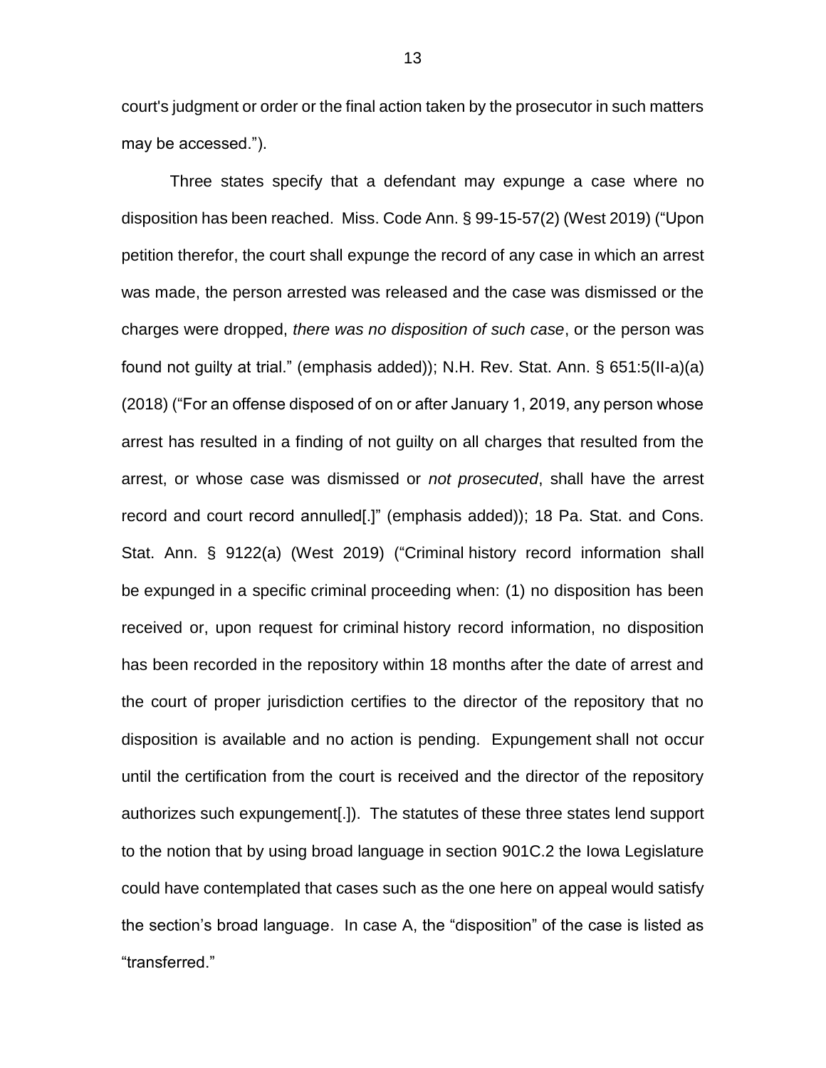court's judgment or order or the final action taken by the prosecutor in such matters may be accessed.").

Three states specify that a defendant may expunge a case where no disposition has been reached. Miss. Code Ann. § 99-15-57(2) (West 2019) ("Upon petition therefor, the court shall expunge the record of any case in which an arrest was made, the person arrested was released and the case was dismissed or the charges were dropped, *there was no disposition of such case*, or the person was found not guilty at trial." (emphasis added)); N.H. Rev. Stat. Ann. § 651:5(II-a)(a) (2018) ("For an offense disposed of on or after January 1, 2019, any person whose arrest has resulted in a finding of not guilty on all charges that resulted from the arrest, or whose case was dismissed or *not prosecuted*, shall have the arrest record and court record annulled[.]" (emphasis added)); 18 Pa. Stat. and Cons. Stat. Ann. § 9122(a) (West 2019) ("Criminal history record information shall be expunged in a specific criminal proceeding when: (1) no disposition has been received or, upon request for criminal history record information, no disposition has been recorded in the repository within 18 months after the date of arrest and the court of proper jurisdiction certifies to the director of the repository that no disposition is available and no action is pending. Expungement shall not occur until the certification from the court is received and the director of the repository authorizes such expungement[.]). The statutes of these three states lend support to the notion that by using broad language in section 901C.2 the Iowa Legislature could have contemplated that cases such as the one here on appeal would satisfy the section's broad language. In case A, the "disposition" of the case is listed as "transferred."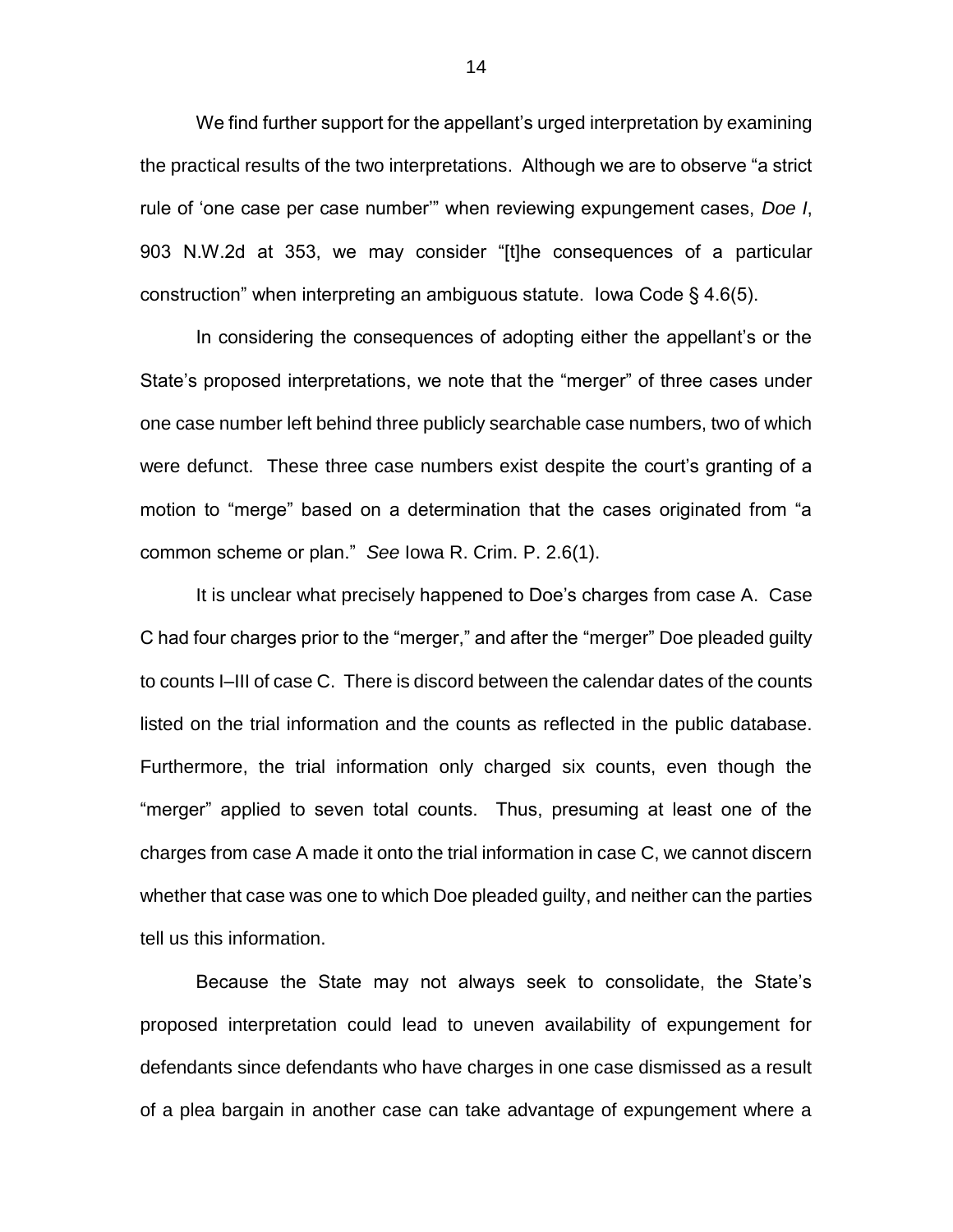We find further support for the appellant's urged interpretation by examining the practical results of the two interpretations. Although we are to observe "a strict rule of 'one case per case number'" when reviewing expungement cases, *Doe I*, 903 N.W.2d at 353, we may consider "[t]he consequences of a particular construction" when interpreting an ambiguous statute. Iowa Code § 4.6(5).

In considering the consequences of adopting either the appellant's or the State's proposed interpretations, we note that the "merger" of three cases under one case number left behind three publicly searchable case numbers, two of which were defunct. These three case numbers exist despite the court's granting of a motion to "merge" based on a determination that the cases originated from "a common scheme or plan." *See* Iowa R. Crim. P. 2.6(1).

It is unclear what precisely happened to Doe's charges from case A. Case C had four charges prior to the "merger," and after the "merger" Doe pleaded guilty to counts I–III of case C. There is discord between the calendar dates of the counts listed on the trial information and the counts as reflected in the public database. Furthermore, the trial information only charged six counts, even though the "merger" applied to seven total counts. Thus, presuming at least one of the charges from case A made it onto the trial information in case C, we cannot discern whether that case was one to which Doe pleaded guilty, and neither can the parties tell us this information.

Because the State may not always seek to consolidate, the State's proposed interpretation could lead to uneven availability of expungement for defendants since defendants who have charges in one case dismissed as a result of a plea bargain in another case can take advantage of expungement where a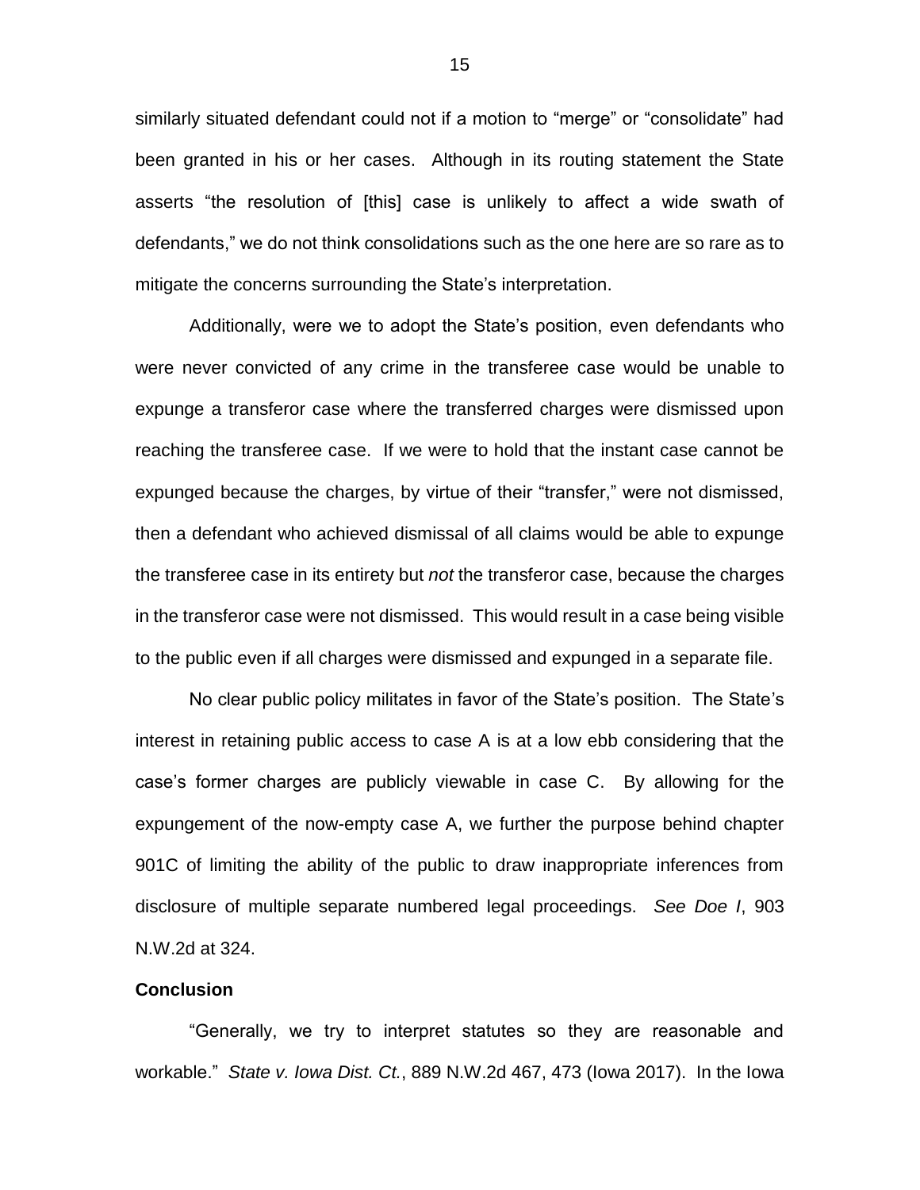similarly situated defendant could not if a motion to "merge" or "consolidate" had been granted in his or her cases. Although in its routing statement the State asserts "the resolution of [this] case is unlikely to affect a wide swath of defendants," we do not think consolidations such as the one here are so rare as to mitigate the concerns surrounding the State's interpretation.

Additionally, were we to adopt the State's position, even defendants who were never convicted of any crime in the transferee case would be unable to expunge a transferor case where the transferred charges were dismissed upon reaching the transferee case. If we were to hold that the instant case cannot be expunged because the charges, by virtue of their "transfer," were not dismissed, then a defendant who achieved dismissal of all claims would be able to expunge the transferee case in its entirety but *not* the transferor case, because the charges in the transferor case were not dismissed. This would result in a case being visible to the public even if all charges were dismissed and expunged in a separate file.

No clear public policy militates in favor of the State's position. The State's interest in retaining public access to case A is at a low ebb considering that the case's former charges are publicly viewable in case C. By allowing for the expungement of the now-empty case A, we further the purpose behind chapter 901C of limiting the ability of the public to draw inappropriate inferences from disclosure of multiple separate numbered legal proceedings. *See Doe I*, 903 N.W.2d at 324.

**Conclusion**

"Generally, we try to interpret statutes so they are reasonable and workable." *State v. Iowa Dist. Ct.*, 889 N.W.2d 467, 473 (Iowa 2017). In the Iowa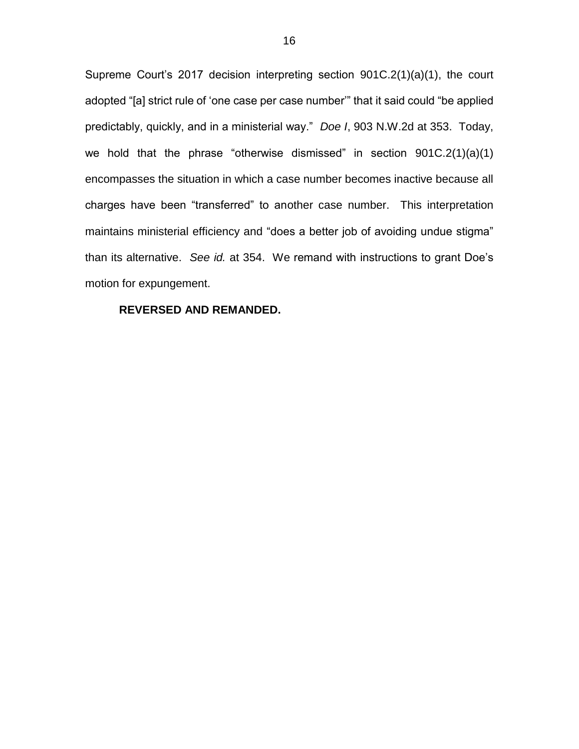Supreme Court's 2017 decision interpreting section 901C.2(1)(a)(1), the court adopted "[a] strict rule of 'one case per case number'" that it said could "be applied predictably, quickly, and in a ministerial way." *Doe I*, 903 N.W.2d at 353. Today, we hold that the phrase "otherwise dismissed" in section 901C.2(1)(a)(1) encompasses the situation in which a case number becomes inactive because all charges have been "transferred" to another case number. This interpretation maintains ministerial efficiency and "does a better job of avoiding undue stigma" than its alternative. *See id.* at 354. We remand with instructions to grant Doe's motion for expungement.

**REVERSED AND REMANDED.**